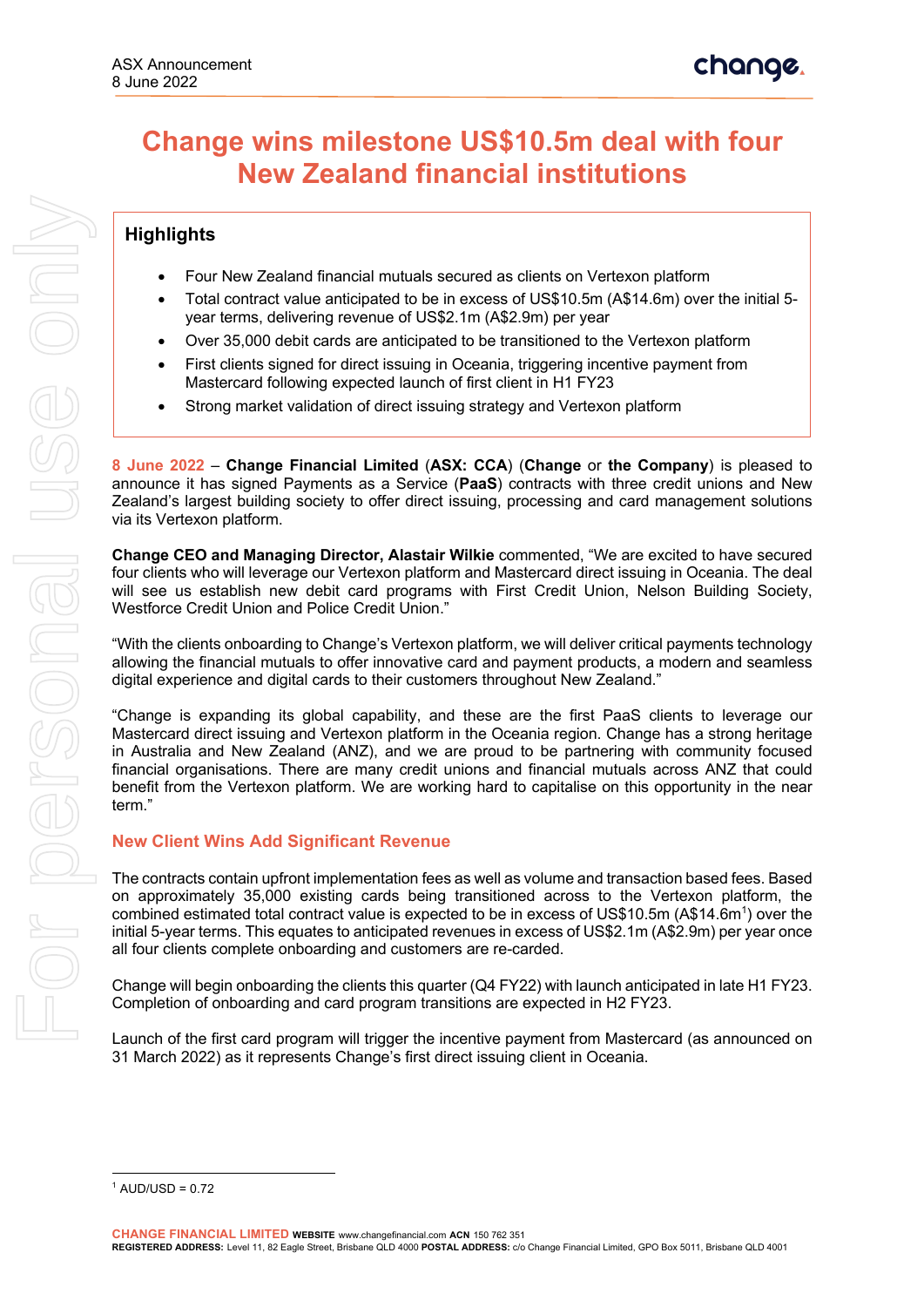ASX Announcement
8 June 2022

# Change wins milestone US$10.5m deal with four New Zealand financial institutions

## Highlights

- Four New Zealand financial mutuals secured as clients on Vertexon platform
- Total contract value anticipated to be in excess of US$10.5m (A$14.6m) over the initial 5-year terms, delivering revenue of US$2.1m (A$2.9m) per year
- Over 35,000 debit cards are anticipated to be transitioned to the Vertexon platform
- First clients signed for direct issuing in Oceania, triggering incentive payment from Mastercard following expected launch of first client in H1 FY23
- Strong market validation of direct issuing strategy and Vertexon platform

8 June 2022 – **Change Financial Limited** (**ASX: CCA**) (**Change** or **the Company**) is pleased to announce it has signed Payments as a Service (**PaaS**) contracts with three credit unions and New Zealand's largest building society to offer direct issuing, processing and card management solutions via its Vertexon platform.

**Change CEO and Managing Director, Alastair Wilkie** commented, "We are excited to have secured four clients who will leverage our Vertexon platform and Mastercard direct issuing in Oceania. The deal will see us establish new debit card programs with First Credit Union, Nelson Building Society, Westforce Credit Union and Police Credit Union."

"With the clients onboarding to Change's Vertexon platform, we will deliver critical payments technology allowing the financial mutuals to offer innovative card and payment products, a modern and seamless digital experience and digital cards to their customers throughout New Zealand."

"Change is expanding its global capability, and these are the first PaaS clients to leverage our Mastercard direct issuing and Vertexon platform in the Oceania region. Change has a strong heritage in Australia and New Zealand (ANZ), and we are proud to be partnering with community focused financial organisations. There are many credit unions and financial mutuals across ANZ that could benefit from the Vertexon platform. We are working hard to capitalise on this opportunity in the near term."

## New Client Wins Add Significant Revenue

The contracts contain upfront implementation fees as well as volume and transaction based fees. Based on approximately 35,000 existing cards being transitioned across to the Vertexon platform, the combined estimated total contract value is expected to be in excess of US$10.5m (A$14.6m[1]) over the initial 5-year terms. This equates to anticipated revenues in excess of US$2.1m (A$2.9m) per year once all four clients complete onboarding and customers are re-carded.

Change will begin onboarding the clients this quarter (Q4 FY22) with launch anticipated in late H1 FY23. Completion of onboarding and card program transitions are expected in H2 FY23.

Launch of the first card program will trigger the incentive payment from Mastercard (as announced on 31 March 2022) as it represents Change's first direct issuing client in Oceania.

[1] AUD/USD = 0.72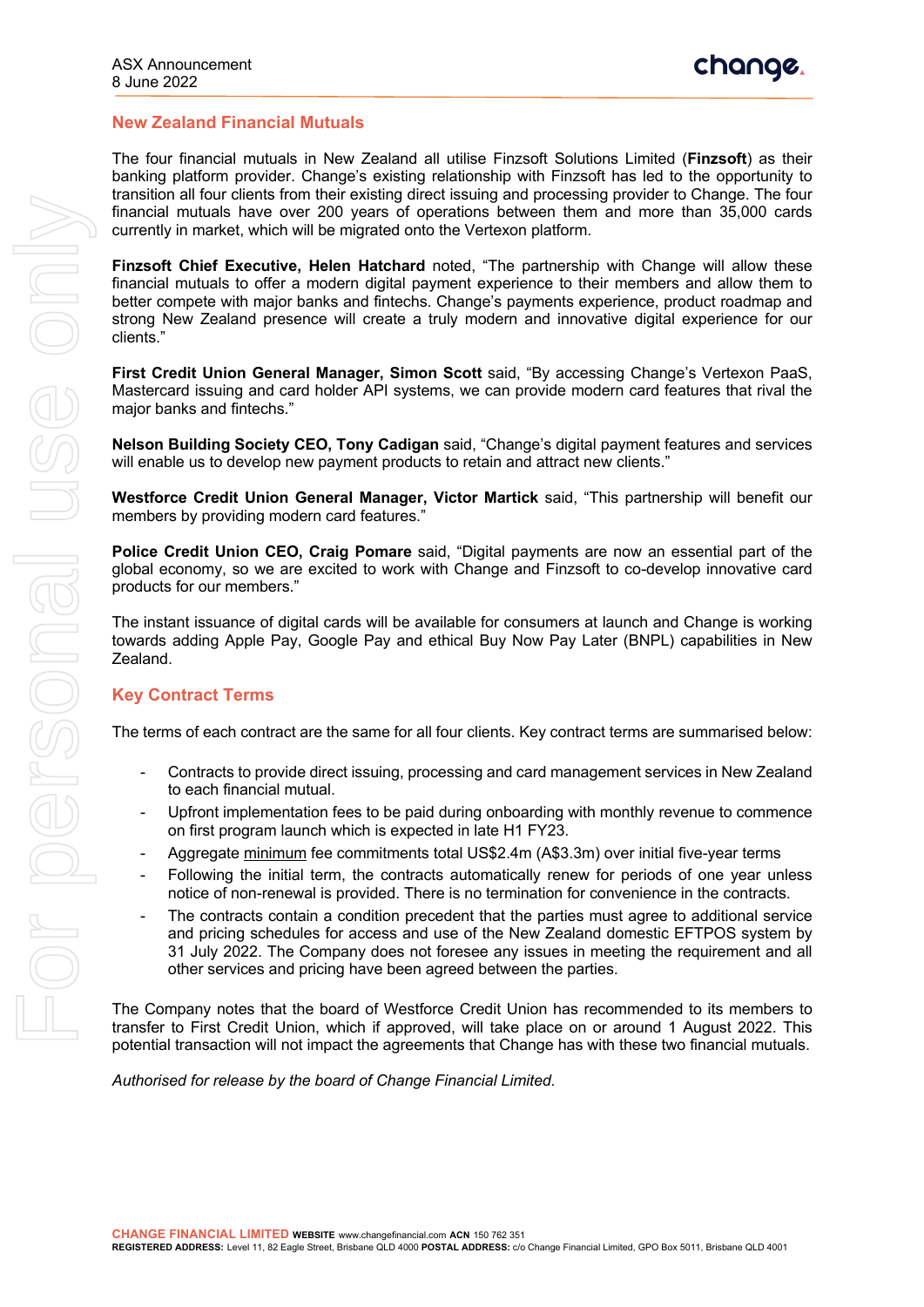## New Zealand Financial Mutuals

The four financial mutuals in New Zealand all utilise Finzsoft Solutions Limited (**Finzsoft**) as their banking platform provider. Change's existing relationship with Finzsoft has led to the opportunity to transition all four clients from their existing direct issuing and processing provider to Change. The four financial mutuals have over 200 years of operations between them and more than 35,000 cards currently in market, which will be migrated onto the Vertexon platform.

**Finzsoft Chief Executive, Helen Hatchard** noted, "The partnership with Change will allow these financial mutuals to offer a modern digital payment experience to their members and allow them to better compete with major banks and fintechs. Change's payments experience, product roadmap and strong New Zealand presence will create a truly modern and innovative digital experience for our clients."

**First Credit Union General Manager, Simon Scott** said, "By accessing Change's Vertexon PaaS, Mastercard issuing and card holder API systems, we can provide modern card features that rival the major banks and fintechs."

**Nelson Building Society CEO, Tony Cadigan** said, "Change's digital payment features and services will enable us to develop new payment products to retain and attract new clients."

**Westforce Credit Union General Manager, Victor Martick** said, "This partnership will benefit our members by providing modern card features."

**Police Credit Union CEO, Craig Pomare** said, "Digital payments are now an essential part of the global economy, so we are excited to work with Change and Finzsoft to co-develop innovative card products for our members."

The instant issuance of digital cards will be available for consumers at launch and Change is working towards adding Apple Pay, Google Pay and ethical Buy Now Pay Later (BNPL) capabilities in New Zealand.

## Key Contract Terms

The terms of each contract are the same for all four clients. Key contract terms are summarised below:

- Contracts to provide direct issuing, processing and card management services in New Zealand to each financial mutual.
- Upfront implementation fees to be paid during onboarding with monthly revenue to commence on first program launch which is expected in late H1 FY23.
- Aggregate <u>minimum</u> fee commitments total US$2.4m (A$3.3m) over initial five-year terms
- Following the initial term, the contracts automatically renew for periods of one year unless notice of non-renewal is provided. There is no termination for convenience in the contracts.
- The contracts contain a condition precedent that the parties must agree to additional service and pricing schedules for access and use of the New Zealand domestic EFTPOS system by 31 July 2022. The Company does not foresee any issues in meeting the requirement and all other services and pricing have been agreed between the parties.

The Company notes that the board of Westforce Credit Union has recommended to its members to transfer to First Credit Union, which if approved, will take place on or around 1 August 2022. This potential transaction will not impact the agreements that Change has with these two financial mutuals.

*Authorised for release by the board of Change Financial Limited.*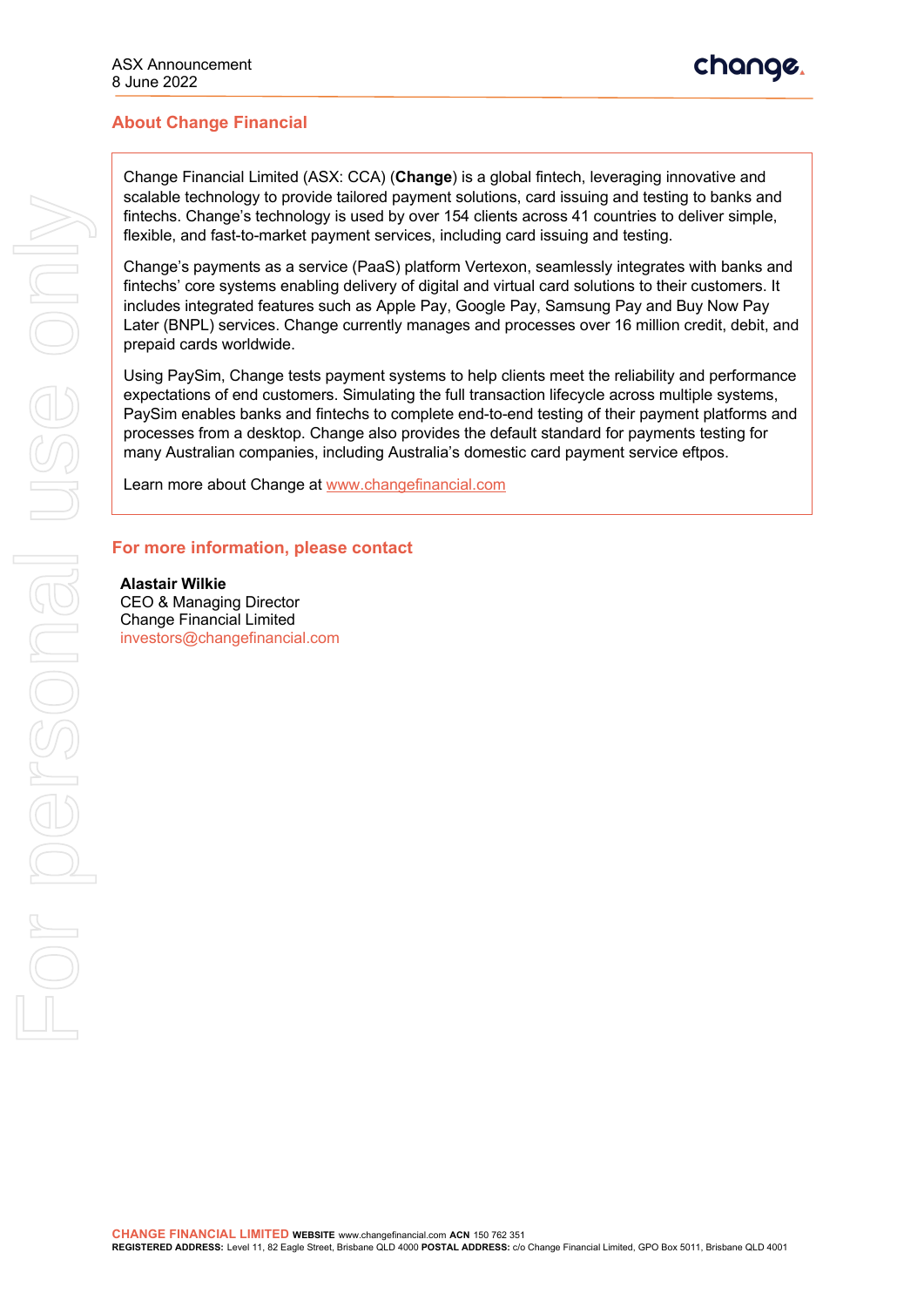## About Change Financial

Change Financial Limited (ASX: CCA) (**Change**) is a global fintech, leveraging innovative and scalable technology to provide tailored payment solutions, card issuing and testing to banks and fintechs. Change's technology is used by over 154 clients across 41 countries to deliver simple, flexible, and fast-to-market payment services, including card issuing and testing.

Change's payments as a service (PaaS) platform Vertexon, seamlessly integrates with banks and fintechs' core systems enabling delivery of digital and virtual card solutions to their customers. It includes integrated features such as Apple Pay, Google Pay, Samsung Pay and Buy Now Pay Later (BNPL) services. Change currently manages and processes over 16 million credit, debit, and prepaid cards worldwide.

Using PaySim, Change tests payment systems to help clients meet the reliability and performance expectations of end customers. Simulating the full transaction lifecycle across multiple systems, PaySim enables banks and fintechs to complete end-to-end testing of their payment platforms and processes from a desktop. Change also provides the default standard for payments testing for many Australian companies, including Australia's domestic card payment service eftpos.

Learn more about Change at www.changefinancial.com

## For more information, please contact

**Alastair Wilkie**
CEO & Managing Director
Change Financial Limited
investors@changefinancial.com